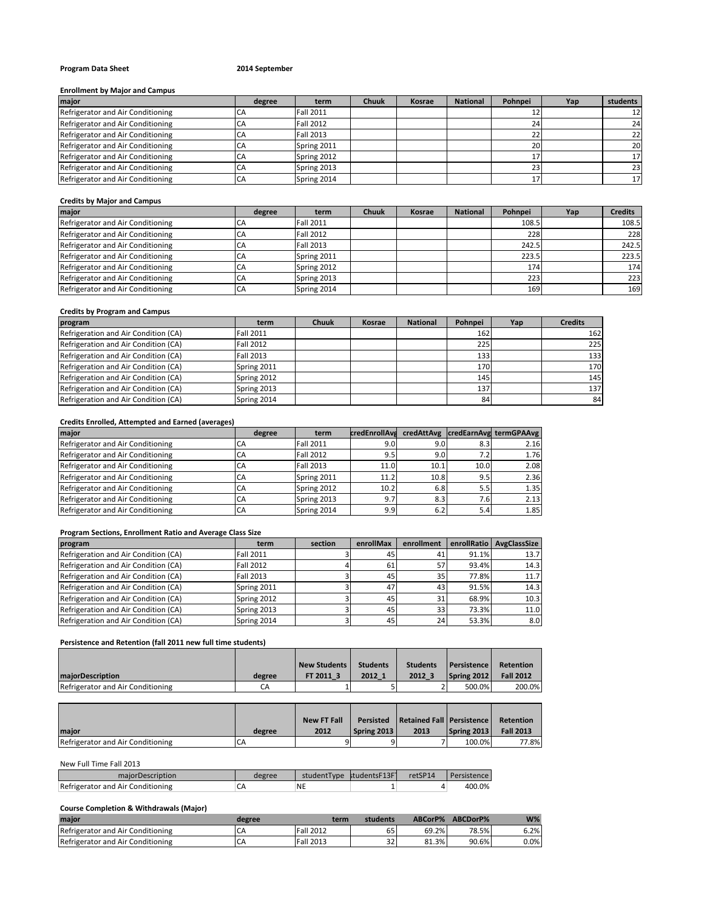**Program Data Sheet** **2014 September**

**Enrollment by Major and Campus**

| major | degree | term | Chuuk | Kosrae | National | Pohnpei | Yap | students |
|---|---|---|---|---|---|---|---|---|
| Refrigerator and Air Conditioning | CA | Fall 2011 | | | | 12 | | 12 |
| Refrigerator and Air Conditioning | CA | Fall 2012 | | | | 24 | | 24 |
| Refrigerator and Air Conditioning | CA | Fall 2013 | | | | 22 | | 22 |
| Refrigerator and Air Conditioning | CA | Spring 2011 | | | | 20 | | 20 |
| Refrigerator and Air Conditioning | CA | Spring 2012 | | | | 17 | | 17 |
| Refrigerator and Air Conditioning | CA | Spring 2013 | | | | 23 | | 23 |
| Refrigerator and Air Conditioning | CA | Spring 2014 | | | | 17 | | 17 |

**Credits by Major and Campus**

| major | degree | term | Chuuk | Kosrae | National | Pohnpei | Yap | Credits |
|---|---|---|---|---|---|---|---|---|
| Refrigerator and Air Conditioning | CA | Fall 2011 | | | | 108.5 | | 108.5 |
| Refrigerator and Air Conditioning | CA | Fall 2012 | | | | 228 | | 228 |
| Refrigerator and Air Conditioning | CA | Fall 2013 | | | | 242.5 | | 242.5 |
| Refrigerator and Air Conditioning | CA | Spring 2011 | | | | 223.5 | | 223.5 |
| Refrigerator and Air Conditioning | CA | Spring 2012 | | | | 174 | | 174 |
| Refrigerator and Air Conditioning | CA | Spring 2013 | | | | 223 | | 223 |
| Refrigerator and Air Conditioning | CA | Spring 2014 | | | | 169 | | 169 |

**Credits by Program and Campus**

| program | term | Chuuk | Kosrae | National | Pohnpei | Yap | Credits |
|---|---|---|---|---|---|---|---|
| Refrigeration and Air Condition (CA) | Fall 2011 | | | | 162 | | 162 |
| Refrigeration and Air Condition (CA) | Fall 2012 | | | | 225 | | 225 |
| Refrigeration and Air Condition (CA) | Fall 2013 | | | | 133 | | 133 |
| Refrigeration and Air Condition (CA) | Spring 2011 | | | | 170 | | 170 |
| Refrigeration and Air Condition (CA) | Spring 2012 | | | | 145 | | 145 |
| Refrigeration and Air Condition (CA) | Spring 2013 | | | | 137 | | 137 |
| Refrigeration and Air Condition (CA) | Spring 2014 | | | | 84 | | 84 |

**Credits Enrolled, Attempted and Earned (averages)**

| major | degree | term | credEnrollAvg | credAttAvg | credEarnAvg | termGPAAvg |
|---|---|---|---|---|---|---|
| Refrigerator and Air Conditioning | CA | Fall 2011 | 9.0 | 9.0 | 8.3 | 2.16 |
| Refrigerator and Air Conditioning | CA | Fall 2012 | 9.5 | 9.0 | 7.2 | 1.76 |
| Refrigerator and Air Conditioning | CA | Fall 2013 | 11.0 | 10.1 | 10.0 | 2.08 |
| Refrigerator and Air Conditioning | CA | Spring 2011 | 11.2 | 10.8 | 9.5 | 2.36 |
| Refrigerator and Air Conditioning | CA | Spring 2012 | 10.2 | 6.8 | 5.5 | 1.35 |
| Refrigerator and Air Conditioning | CA | Spring 2013 | 9.7 | 8.3 | 7.6 | 2.13 |
| Refrigerator and Air Conditioning | CA | Spring 2014 | 9.9 | 6.2 | 5.4 | 1.85 |

**Program Sections, Enrollment Ratio and Average Class Size**

| program | term | section | enrollMax | enrollment | enrollRatio | AvgClassSize |
|---|---|---|---|---|---|---|
| Refrigeration and Air Condition (CA) | Fall 2011 | 3 | 45 | 41 | 91.1% | 13.7 |
| Refrigeration and Air Condition (CA) | Fall 2012 | 4 | 61 | 57 | 93.4% | 14.3 |
| Refrigeration and Air Condition (CA) | Fall 2013 | 3 | 45 | 35 | 77.8% | 11.7 |
| Refrigeration and Air Condition (CA) | Spring 2011 | 3 | 47 | 43 | 91.5% | 14.3 |
| Refrigeration and Air Condition (CA) | Spring 2012 | 3 | 45 | 31 | 68.9% | 10.3 |
| Refrigeration and Air Condition (CA) | Spring 2013 | 3 | 45 | 33 | 73.3% | 11.0 |
| Refrigeration and Air Condition (CA) | Spring 2014 | 3 | 45 | 24 | 53.3% | 8.0 |

**Persistence and Retention (fall 2011 new full time students)**

| majorDescription | degree | New Students FT 2011_3 | Students 2012_1 | Students 2012_3 | Persistence Spring 2012 | Retention Fall 2012 |
|---|---|---|---|---|---|---|
| Refrigerator and Air Conditioning | CA | 1 | 5 | 2 | 500.0% | 200.0% |

| major | degree | New FT Fall 2012 | Persisted Spring 2013 | Retained Fall 2013 | Persistence Spring 2013 | Retention Fall 2013 |
|---|---|---|---|---|---|---|
| Refrigerator and Air Conditioning | CA | 9 | 9 | 7 | 100.0% | 77.8% |

New Full Time Fall 2013

| majorDescription | degree | studentType | studentsF13FT | retSP14 | Persistence |
|---|---|---|---|---|---|
| Refrigerator and Air Conditioning | CA | NE | 1 | 4 | 400.0% |

**Course Completion & Withdrawals (Major)**

| major | degree | term | students | ABCorP% | ABCDorP% | W% |
|---|---|---|---|---|---|---|
| Refrigerator and Air Conditioning | CA | Fall 2012 | 65 | 69.2% | 78.5% | 6.2% |
| Refrigerator and Air Conditioning | CA | Fall 2013 | 32 | 81.3% | 90.6% | 0.0% |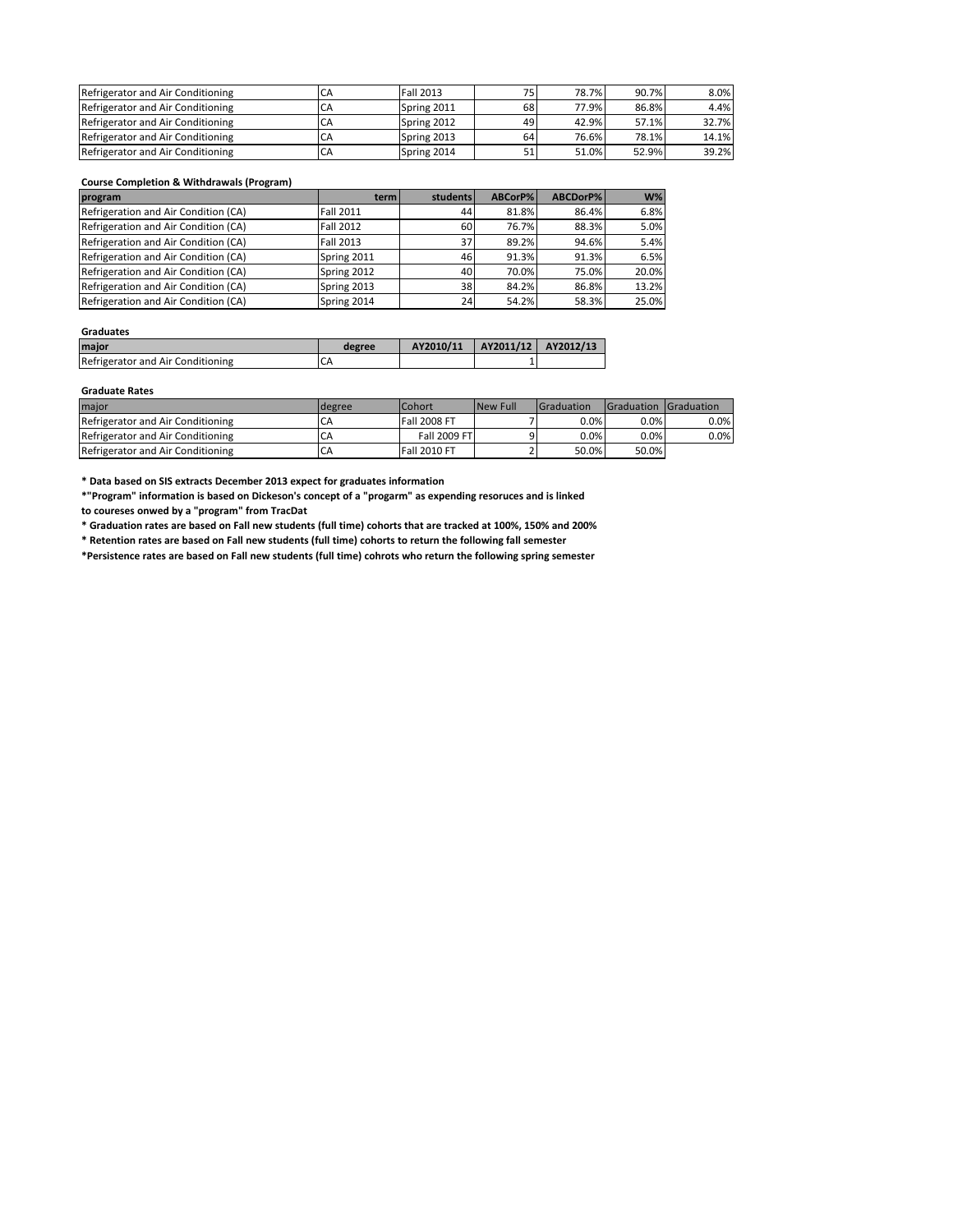| | | | | | | |
|---|---|---|---|---|---|---|
| Refrigerator and Air Conditioning | CA | Fall 2013 | 75 | 78.7% | 90.7% | 8.0% |
| Refrigerator and Air Conditioning | CA | Spring 2011 | 68 | 77.9% | 86.8% | 4.4% |
| Refrigerator and Air Conditioning | CA | Spring 2012 | 49 | 42.9% | 57.1% | 32.7% |
| Refrigerator and Air Conditioning | CA | Spring 2013 | 64 | 76.6% | 78.1% | 14.1% |
| Refrigerator and Air Conditioning | CA | Spring 2014 | 51 | 51.0% | 52.9% | 39.2% |

**Course Completion & Withdrawals (Program)**

| program | term | students | ABCorP% | ABCDorP% | W% |
|---|---|---|---|---|---|
| Refrigeration and Air Condition (CA) | Fall 2011 | 44 | 81.8% | 86.4% | 6.8% |
| Refrigeration and Air Condition (CA) | Fall 2012 | 60 | 76.7% | 88.3% | 5.0% |
| Refrigeration and Air Condition (CA) | Fall 2013 | 37 | 89.2% | 94.6% | 5.4% |
| Refrigeration and Air Condition (CA) | Spring 2011 | 46 | 91.3% | 91.3% | 6.5% |
| Refrigeration and Air Condition (CA) | Spring 2012 | 40 | 70.0% | 75.0% | 20.0% |
| Refrigeration and Air Condition (CA) | Spring 2013 | 38 | 84.2% | 86.8% | 13.2% |
| Refrigeration and Air Condition (CA) | Spring 2014 | 24 | 54.2% | 58.3% | 25.0% |

**Graduates**

| major | degree | AY2010/11 | AY2011/12 | AY2012/13 |
|---|---|---|---|---|
| Refrigerator and Air Conditioning | CA | | 1 | |

**Graduate Rates**

| major | degree | Cohort | New Full | Graduation | Graduation | Graduation |
|---|---|---|---|---|---|---|
| Refrigerator and Air Conditioning | CA | Fall 2008 FT | 7 | 0.0% | 0.0% | 0.0% |
| Refrigerator and Air Conditioning | CA | Fall 2009 FT | 9 | 0.0% | 0.0% | 0.0% |
| Refrigerator and Air Conditioning | CA | Fall 2010 FT | 2 | 50.0% | 50.0% | |

**\* Data based on SIS extracts December 2013 expect for graduates information**

**\*"Program" information is based on Dickeson's concept of a "progarm" as expending resoruces and is linked to coureses onwed by a "program" from TracDat**

**\* Graduation rates are based on Fall new students (full time) cohorts that are tracked at 100%, 150% and 200%**

**\* Retention rates are based on Fall new students (full time) cohorts to return the following fall semester**

**\*Persistence rates are based on Fall new students (full time) cohrots who return the following spring semester**